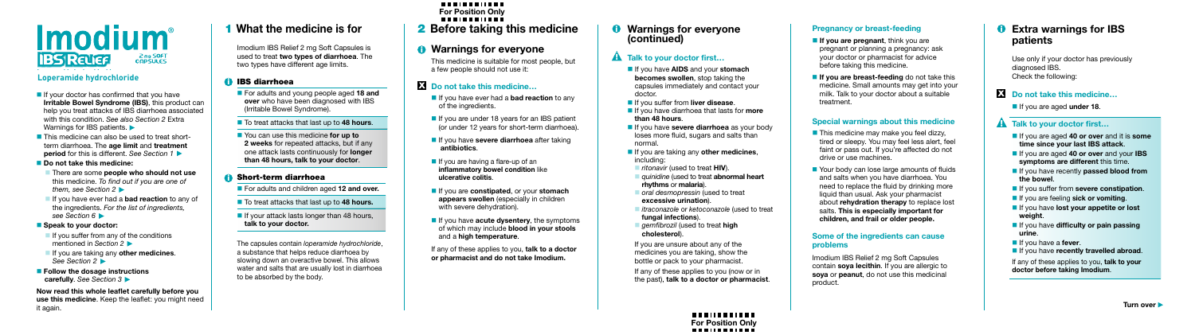# Imodium® IBS Relief

2 mg SOFT CAPSULES

**Loperamide hydrochloride**

- If your doctor has confirmed that you have **Irritable Bowel Syndrome (IBS)**, this product can help you treat attacks of IBS diarrhoea associated with this condition. *See also section 2* Extra Warnings for IBS patients. ▶
- This medicine can also be used to treat short-term diarrhoea. The **age limit** and **treatment period** for this is different. *See Section 1* ▶
- **Do not take this medicine:**
  - There are some **people who should not use** this medicine. *To find out if you are one of them, see Section 2* ▶
  - If you have ever had a **bad reaction** to any of the ingredients. *For the list of ingredients, see Section 6* ▶
- **Speak to your doctor:**
  - If you suffer from any of the conditions mentioned in *Section 2* ▶
  - If you are taking any **other medicines**. *See Section 2* ▶
- **Follow the dosage instructions carefully**. *See Section 3* ▶

**Now read this whole leaflet carefully before you use this medicine**. Keep the leaflet: you might need it again.

## 1 What the medicine is for

Imodium IBS Relief 2 mg Soft Capsules is used to treat **two types of diarrhoea**. The two types have different age limits.

### IBS diarrhoea

- For adults and young people aged **18 and over** who have been diagnosed with IBS (Irritable Bowel Syndrome).
- To treat attacks that last up to **48 hours**.
- You can use this medicine **for up to 2 weeks** for repeated attacks, but if any one attack lasts continuously for **longer than 48 hours, talk to your doctor**.

### Short-term diarrhoea

- For adults and children aged **12 and over.**
- To treat attacks that last up to **48 hours.**
- If your attack lasts longer than 48 hours, **talk to your doctor.**

The capsules contain *loperamide hydrochloride*, a substance that helps reduce diarrhoea by slowing down an overactive bowel. This allows water and salts that are usually lost in diarrhoea to be absorbed by the body.

For Position Only

## 2 Before taking this medicine

### Warnings for everyone

This medicine is suitable for most people, but a few people should not use it:

### Do not take this medicine…

- If you have ever had a **bad reaction** to any of the ingredients.
- If you are under 18 years for an IBS patient (or under 12 years for short-term diarrhoea).
- If you have **severe diarrhoea** after taking **antibiotics**.
- If you are having a flare-up of an **inflammatory bowel condition** like **ulcerative colitis**.
- If you are **constipated**, or your **stomach appears swollen** (especially in children with severe dehydration).
- If you have **acute dysentery**, the symptoms of which may include **blood in your stools** and a **high temperature**.

If any of these applies to you, **talk to a doctor or pharmacist and do not take Imodium.**

### Warnings for everyone (continued)

### Talk to your doctor first…

- If you have **AIDS** and your **stomach becomes swollen**, stop taking the capsules immediately and contact your doctor.
- If you suffer from **liver disease**.
- If you have diarrhoea that lasts for **more than 48 hours**.
- If you have **severe diarrhoea** as your body loses more fluid, sugars and salts than normal.
- If you are taking any **other medicines**, including:
  - *ritonavir* (used to treat **HIV**).
  - *quinidine* (used to treat **abnormal heart rhythms** or **malaria**).
  - *oral desmopressin* (used to treat **excessive urination**).
  - *itraconazole* or *ketoconazole* (used to treat **fungal infections**).
  - *gemfibrozil* (used to treat **high cholesterol**).

If you are unsure about any of the medicines you are taking, show the bottle or pack to your pharmacist.

If any of these applies to you (now or in the past), **talk to a doctor or pharmacist**.

For Position Only

### Pregnancy or breast-feeding

- **If you are pregnant**, think you are pregnant or planning a pregnancy: ask your doctor or pharmacist for advice before taking this medicine.
- **If you are breast-feeding** do not take this medicine. Small amounts may get into your milk. Talk to your doctor about a suitable treatment.

### Special warnings about this medicine

- This medicine may make you feel dizzy, tired or sleepy. You may feel less alert, feel faint or pass out. If you're affected do not drive or use machines.
- Your body can lose large amounts of fluids and salts when you have diarrhoea. You need to replace the fluid by drinking more liquid than usual. Ask your pharmacist about **rehydration therapy** to replace lost salts. **This is especially important for children, and frail or older people.**

### Some of the ingredients can cause problems

Imodium IBS Relief 2 mg Soft Capsules contain **soya lecithin**. If you are allergic to **soya** or **peanut**, do not use this medicinal product.

### Extra warnings for IBS patients

Use only if your doctor has previously diagnosed IBS.
Check the following:

### Do not take this medicine…

- If you are aged **under 18**.

### Talk to your doctor first…

- If you are aged **40 or over** and it is **some time since your last IBS attack**.
- If you are aged **40 or over** and your **IBS symptoms are different** this time.
- If you have recently **passed blood from the bowel**.
- If you suffer from **severe constipation**.
- If you are feeling **sick or vomiting**.
- If you have **lost your appetite or lost weight**.
- If you have **difficulty or pain passing urine**.
- If you have a **fever**.
- If you have **recently travelled abroad**.

If any of these applies to you, **talk to your doctor before taking Imodium**.

Turn over ▶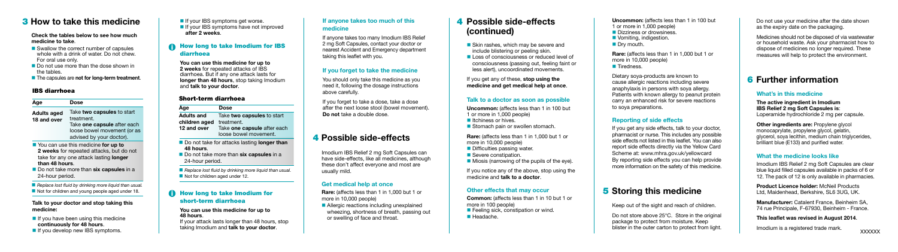# 3 How to take this medicine

**Check the tables below to see how much medicine to take.**

- Swallow the correct number of capsules whole with a drink of water. Do not chew. For oral use only.
- Do not use more than the dose shown in the tables.
- The capsules are **not for long-term treatment**.

### IBS diarrhoea

| Age | Dose |
|---|---|
| **Adults aged 18 and over** | Take **two capsules** to start treatment. Take **one capsule** after each loose bowel movement (or as advised by your doctor). |

- You can use this medicine **for up to 2 weeks** for repeated attacks, but do not take for any one attack lasting **longer than 48 hours**.
- Do not take more than **six capsules** in a 24-hour period.

- *Replace lost fluid by drinking more liquid than usual.*
- Not for children and young people aged under 18.

**Talk to your doctor and stop taking this medicine:**

- If you have been using this medicine **continuously for 48 hours**.
- If you develop new IBS symptoms.
- If your IBS symptoms get worse.
- If your IBS symptoms have not improved **after 2 weeks**.

### How long to take Imodium for IBS diarrhoea

**You can use this medicine for up to 2 weeks** for repeated attacks of IBS diarrhoea. But if any one attack lasts for **longer than 48 hours**, stop taking Imodium and **talk to your doctor**.

### Short-term diarrhoea

| Age | Dose |
|---|---|
| **Adults and children aged 12 and over** | Take **two capsules** to start treatment. Take **one capsule** after each loose bowel movement. |

- Do not take for attacks lasting **longer than 48 hours**.
- Do not take more than **six capsules** in a 24-hour period.

- *Replace lost fluid by drinking more liquid than usual.*
- Not for children aged under 12.

### How long to take Imodium for short-term diarrhoea

**You can use this medicine for up to 48 hours.**
If your attack lasts longer than 48 hours, stop taking Imodium and **talk to your doctor**.

### If anyone takes too much of this medicine

If anyone takes too many Imodium IBS Relief 2 mg Soft Capsules, contact your doctor or nearest Accident and Emergency department taking this leaflet with you.

### If you forget to take the medicine

You should only take this medicine as you need it, following the dosage instructions above carefully.

If you forget to take a dose, take a dose after the next loose stool (bowel movement). **Do not** take a double dose.

# 4 Possible side-effects

Imodium IBS Relief 2 mg Soft Capsules can have side-effects, like all medicines, although these don't affect everyone and most are usually mild.

### Get medical help at once

**Rare:** (affects less than 1 in 1,000 but 1 or more in 10,000 people)

- Allergic reactions including unexplained wheezing, shortness of breath, passing out or swelling of face and throat.

# 4 Possible side-effects (continued)

- Skin rashes, which may be severe and include blistering or peeling skin.
- Loss of consciousness or reduced level of consciousness (passing out, feeling faint or less alert), uncoordinated movements.

If you get any of these, **stop using the medicine and get medical help at once**.

### Talk to a doctor as soon as possible

**Uncommon:** (affects less than 1 in 100 but 1 or more in 1,000 people)

- Itchiness or hives.
- Stomach pain or swollen stomach.

**Rare:** (affects less than 1 in 1,000 but 1 or more in 10,000 people)

- Difficulties passing water.
- Severe constipation.
- Miosis (narrowing of the pupils of the eye).

If you notice any of the above, stop using the medicine and **talk to a doctor**.

### Other effects that may occur

**Common:** (affects less than 1 in 10 but 1 or more in 100 people)

- Feeling sick, constipation or wind.
- Headache.

**Uncommon:** (affects less than 1 in 100 but 1 or more in 1,000 people)

- Dizziness or drowsiness.
- Vomiting, indigestion.
- Dry mouth.

**Rare:** (affects less than 1 in 1,000 but 1 or more in 10,000 people)

- Tiredness.

Dietary soya-products are known to cause allergic reactions including severe anaphylaxis in persons with soya allergy. Patients with known allergy to peanut protein carry an enhanced risk for severe reactions to soya preparations.

### Reporting of side effects

If you get any side effects, talk to your doctor, pharmacist or nurse. This includes any possible side effects not listed in this leaflet. You can also report side effects directly via the Yellow Card Scheme at: www.mhra.gov.uk/yellowcard By reporting side effects you can help provide more information on the safety of this medicine.

# 5 Storing this medicine

Keep out of the sight and reach of children.

Do not store above 25°C. Store in the original package to protect from moisture. Keep blister in the outer carton to protect from light.

Do not use your medicine after the date shown as the expiry date on the packaging.

Medicines should not be disposed of via wastewater or household waste. Ask your pharmacist how to dispose of medicines no longer required. These measures will help to protect the environment.

# 6 Further information

### What's in this medicine

**The active ingredient in Imodium IBS Relief 2 mg Soft Capsules is**: Loperamide hydrochloride 2 mg per capsule.

**Other ingredients are:** Propylene glycol monocaprylate, propylene glycol, gelatin, glycerol, soya lecithin, medium chain triglycerides, brilliant blue (E133) and purified water.

### What the medicine looks like

Imodium IBS Relief 2 mg Soft Capsules are clear blue liquid filled capsules available in packs of 6 or 12. The pack of 12 is only available in pharmacies.

**Product Licence holder:** McNeil Products Ltd, Maidenhead, Berkshire, SL6 3UG, UK.

**Manufacturer:** Catalent France, Beinheim SA, 74 rue Principale, F-67930, Beinheim - France.

**This leaflet was revised in August 2014.**

Imodium is a registered trade mark.

XXXXXX